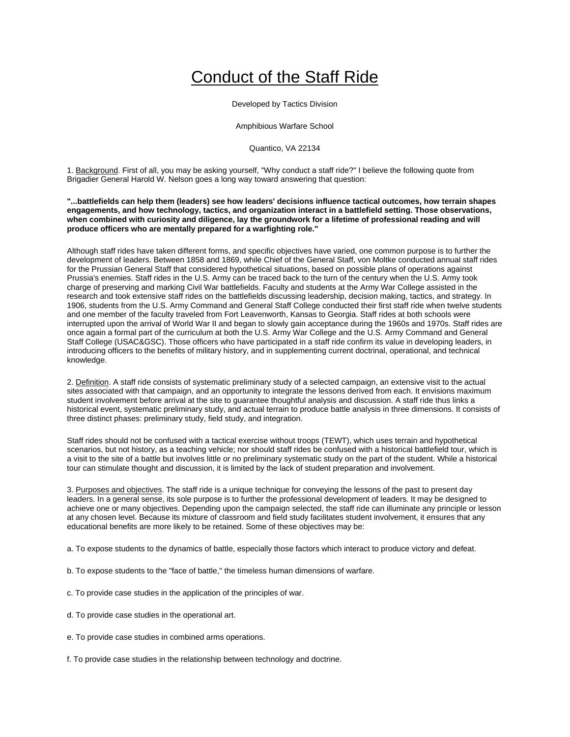# Conduct of the Staff Ride

Developed by Tactics Division

Amphibious Warfare School

Quantico, VA 22134

1. Background. First of all, you may be asking yourself, "Why conduct a staff ride?" I believe the following quote from Brigadier General Harold W. Nelson goes a long way toward answering that question:

**"...battlefields can help them (leaders) see how leaders' decisions influence tactical outcomes, how terrain shapes engagements, and how technology, tactics, and organization interact in a battlefield setting. Those observations, when combined with curiosity and diligence, lay the groundwork for a lifetime of professional reading and will produce officers who are mentally prepared for a warfighting role."**

Although staff rides have taken different forms, and specific objectives have varied, one common purpose is to further the development of leaders. Between 1858 and 1869, while Chief of the General Staff, von Moltke conducted annual staff rides for the Prussian General Staff that considered hypothetical situations, based on possible plans of operations against Prussia's enemies. Staff rides in the U.S. Army can be traced back to the turn of the century when the U.S. Army took charge of preserving and marking Civil War battlefields. Faculty and students at the Army War College assisted in the research and took extensive staff rides on the battlefields discussing leadership, decision making, tactics, and strategy. In 1906, students from the U.S. Army Command and General Staff College conducted their first staff ride when twelve students and one member of the faculty traveled from Fort Leavenworth, Kansas to Georgia. Staff rides at both schools were interrupted upon the arrival of World War II and began to slowly gain acceptance during the 1960s and 1970s. Staff rides are once again a formal part of the curriculum at both the U.S. Army War College and the U.S. Army Command and General Staff College (USAC&GSC). Those officers who have participated in a staff ride confirm its value in developing leaders, in introducing officers to the benefits of military history, and in supplementing current doctrinal, operational, and technical knowledge.

2. Definition. A staff ride consists of systematic preliminary study of a selected campaign, an extensive visit to the actual sites associated with that campaign, and an opportunity to integrate the lessons derived from each. It envisions maximum student involvement before arrival at the site to guarantee thoughtful analysis and discussion. A staff ride thus links a historical event, systematic preliminary study, and actual terrain to produce battle analysis in three dimensions. It consists of three distinct phases: preliminary study, field study, and integration.

Staff rides should not be confused with a tactical exercise without troops (TEWT), which uses terrain and hypothetical scenarios, but not history, as a teaching vehicle; nor should staff rides be confused with a historical battlefield tour, which is a visit to the site of a battle but involves little or no preliminary systematic study on the part of the student. While a historical tour can stimulate thought and discussion, it is limited by the lack of student preparation and involvement.

3. Purposes and objectives. The staff ride is a unique technique for conveying the lessons of the past to present day leaders. In a general sense, its sole purpose is to further the professional development of leaders. It may be designed to achieve one or many objectives. Depending upon the campaign selected, the staff ride can illuminate any principle or lesson at any chosen level. Because its mixture of classroom and field study facilitates student involvement, it ensures that any educational benefits are more likely to be retained. Some of these objectives may be:

a. To expose students to the dynamics of battle, especially those factors which interact to produce victory and defeat.

b. To expose students to the "face of battle," the timeless human dimensions of warfare.

c. To provide case studies in the application of the principles of war.

d. To provide case studies in the operational art.

e. To provide case studies in combined arms operations.

f. To provide case studies in the relationship between technology and doctrine.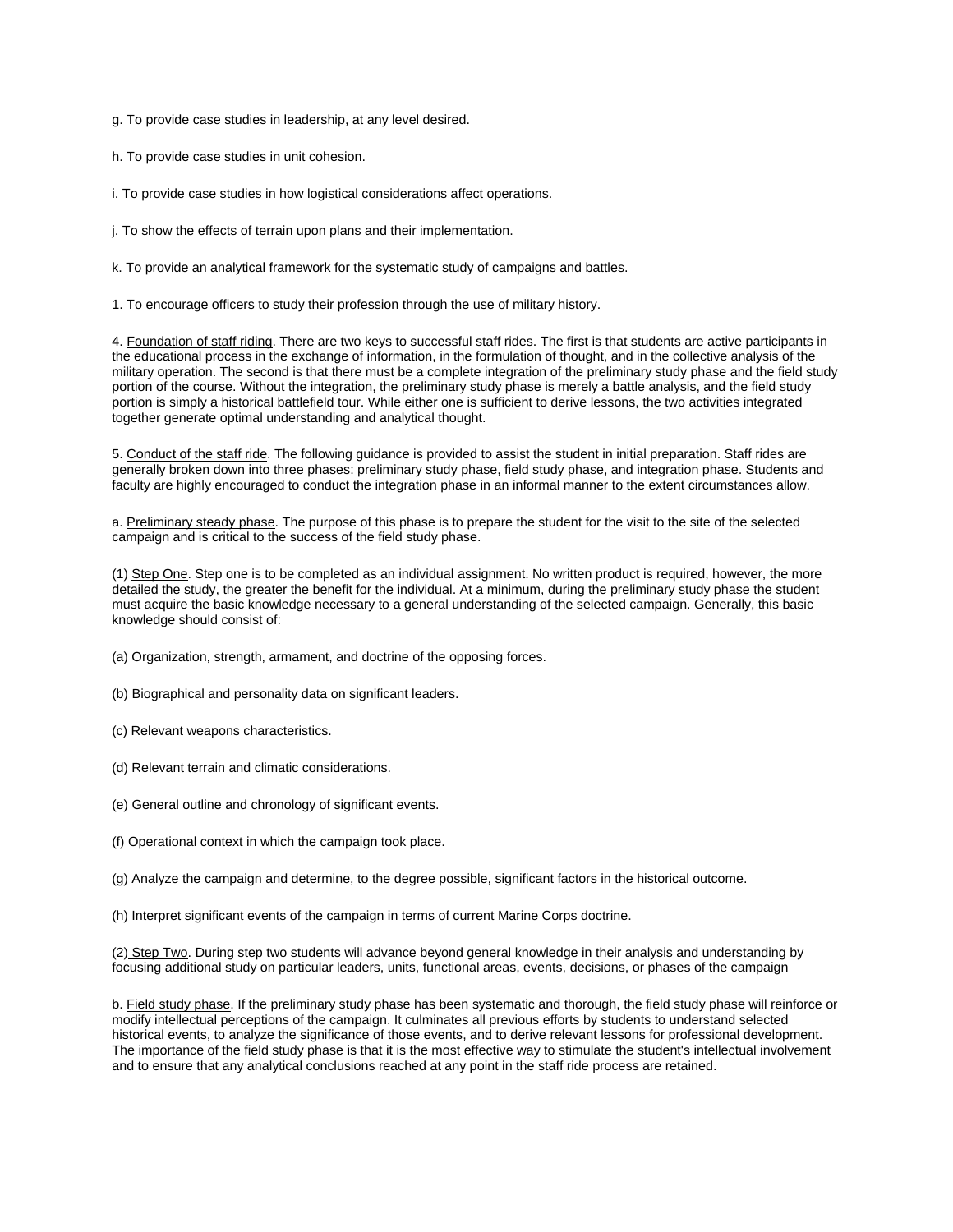g. To provide case studies in leadership, at any level desired.

h. To provide case studies in unit cohesion.

i. To provide case studies in how logistical considerations affect operations.

j. To show the effects of terrain upon plans and their implementation.

k. To provide an analytical framework for the systematic study of campaigns and battles.

1. To encourage officers to study their profession through the use of military history.

4. Foundation of staff riding. There are two keys to successful staff rides. The first is that students are active participants in the educational process in the exchange of information, in the formulation of thought, and in the collective analysis of the military operation. The second is that there must be a complete integration of the preliminary study phase and the field study portion of the course. Without the integration, the preliminary study phase is merely a battle analysis, and the field study portion is simply a historical battlefield tour. While either one is sufficient to derive lessons, the two activities integrated together generate optimal understanding and analytical thought.

5. Conduct of the staff ride. The following guidance is provided to assist the student in initial preparation. Staff rides are generally broken down into three phases: preliminary study phase, field study phase, and integration phase. Students and faculty are highly encouraged to conduct the integration phase in an informal manner to the extent circumstances allow.

a. Preliminary steady phase. The purpose of this phase is to prepare the student for the visit to the site of the selected campaign and is critical to the success of the field study phase.

(1) Step One. Step one is to be completed as an individual assignment. No written product is required, however, the more detailed the study, the greater the benefit for the individual. At a minimum, during the preliminary study phase the student must acquire the basic knowledge necessary to a general understanding of the selected campaign. Generally, this basic knowledge should consist of:

(a) Organization, strength, armament, and doctrine of the opposing forces.

(b) Biographical and personality data on significant leaders.

(c) Relevant weapons characteristics.

(d) Relevant terrain and climatic considerations.

(e) General outline and chronology of significant events.

(f) Operational context in which the campaign took place.

(g) Analyze the campaign and determine, to the degree possible, significant factors in the historical outcome.

(h) Interpret significant events of the campaign in terms of current Marine Corps doctrine.

(2) Step Two. During step two students will advance beyond general knowledge in their analysis and understanding by focusing additional study on particular leaders, units, functional areas, events, decisions, or phases of the campaign

b. Field study phase. If the preliminary study phase has been systematic and thorough, the field study phase will reinforce or modify intellectual perceptions of the campaign. It culminates all previous efforts by students to understand selected historical events, to analyze the significance of those events, and to derive relevant lessons for professional development. The importance of the field study phase is that it is the most effective way to stimulate the student's intellectual involvement and to ensure that any analytical conclusions reached at any point in the staff ride process are retained.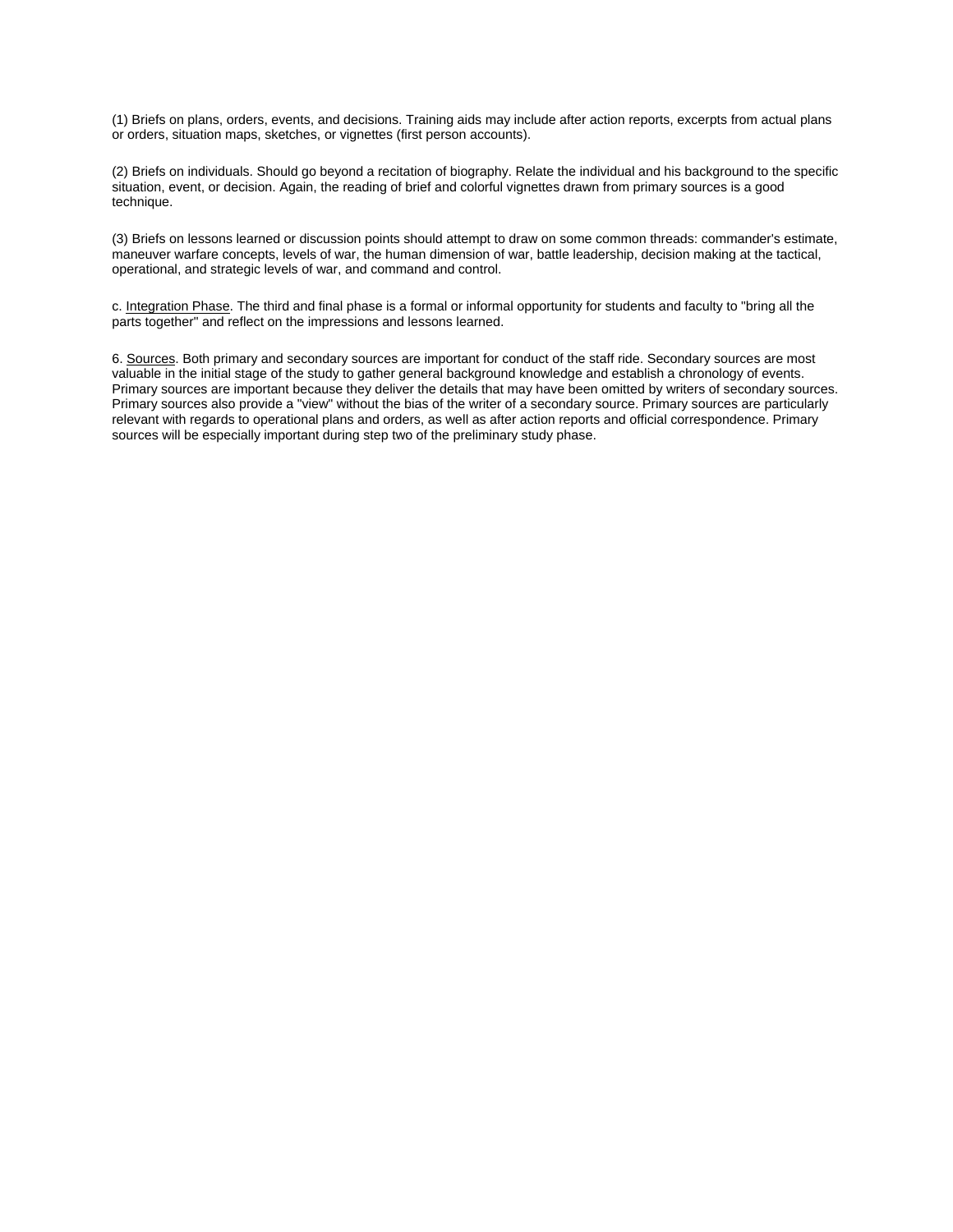(1) Briefs on plans, orders, events, and decisions. Training aids may include after action reports, excerpts from actual plans or orders, situation maps, sketches, or vignettes (first person accounts).

(2) Briefs on individuals. Should go beyond a recitation of biography. Relate the individual and his background to the specific situation, event, or decision. Again, the reading of brief and colorful vignettes drawn from primary sources is a good technique.

(3) Briefs on lessons learned or discussion points should attempt to draw on some common threads: commander's estimate, maneuver warfare concepts, levels of war, the human dimension of war, battle leadership, decision making at the tactical, operational, and strategic levels of war, and command and control.

c. Integration Phase. The third and final phase is a formal or informal opportunity for students and faculty to "bring all the parts together" and reflect on the impressions and lessons learned.

6. Sources. Both primary and secondary sources are important for conduct of the staff ride. Secondary sources are most valuable in the initial stage of the study to gather general background knowledge and establish a chronology of events. Primary sources are important because they deliver the details that may have been omitted by writers of secondary sources. Primary sources also provide a "view" without the bias of the writer of a secondary source. Primary sources are particularly relevant with regards to operational plans and orders, as well as after action reports and official correspondence. Primary sources will be especially important during step two of the preliminary study phase.